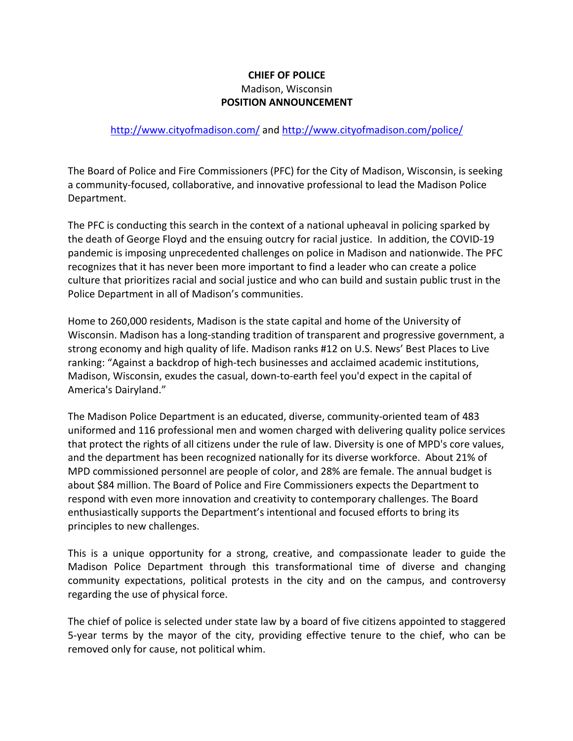**CHIEF OF POLICE**
Madison, Wisconsin
**POSITION ANNOUNCEMENT**

[http://www.cityofmadison.com/](http://www.cityofmadison.com/) and [http://www.cityofmadison.com/police/](http://www.cityofmadison.com/police/)

The Board of Police and Fire Commissioners (PFC) for the City of Madison, Wisconsin, is seeking a community-focused, collaborative, and innovative professional to lead the Madison Police Department.

The PFC is conducting this search in the context of a national upheaval in policing sparked by the death of George Floyd and the ensuing outcry for racial justice. In addition, the COVID-19 pandemic is imposing unprecedented challenges on police in Madison and nationwide. The PFC recognizes that it has never been more important to find a leader who can create a police culture that prioritizes racial and social justice and who can build and sustain public trust in the Police Department in all of Madison's communities.

Home to 260,000 residents, Madison is the state capital and home of the University of Wisconsin. Madison has a long-standing tradition of transparent and progressive government, a strong economy and high quality of life. Madison ranks #12 on U.S. News' Best Places to Live ranking: "Against a backdrop of high-tech businesses and acclaimed academic institutions, Madison, Wisconsin, exudes the casual, down-to-earth feel you'd expect in the capital of America's Dairyland."

The Madison Police Department is an educated, diverse, community-oriented team of 483 uniformed and 116 professional men and women charged with delivering quality police services that protect the rights of all citizens under the rule of law. Diversity is one of MPD's core values, and the department has been recognized nationally for its diverse workforce. About 21% of MPD commissioned personnel are people of color, and 28% are female. The annual budget is about $84 million. The Board of Police and Fire Commissioners expects the Department to respond with even more innovation and creativity to contemporary challenges. The Board enthusiastically supports the Department's intentional and focused efforts to bring its principles to new challenges.

This is a unique opportunity for a strong, creative, and compassionate leader to guide the Madison Police Department through this transformational time of diverse and changing community expectations, political protests in the city and on the campus, and controversy regarding the use of physical force.

The chief of police is selected under state law by a board of five citizens appointed to staggered 5-year terms by the mayor of the city, providing effective tenure to the chief, who can be removed only for cause, not political whim.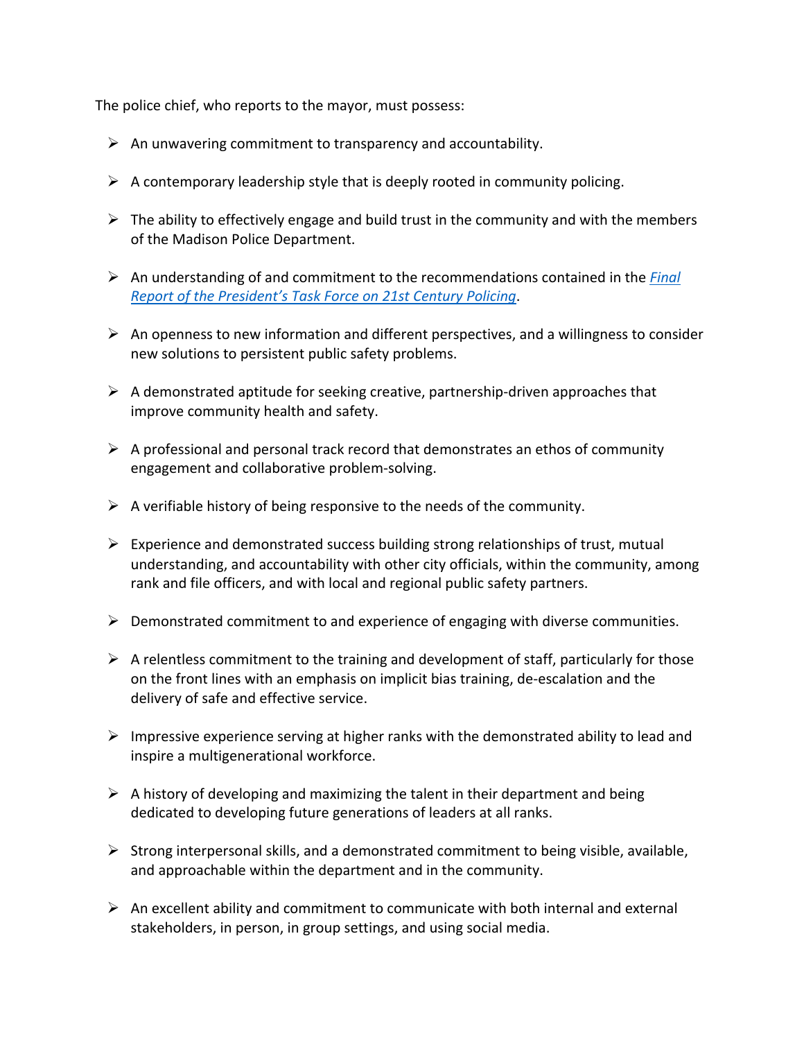The police chief, who reports to the mayor, must possess:

- An unwavering commitment to transparency and accountability.
- A contemporary leadership style that is deeply rooted in community policing.
- The ability to effectively engage and build trust in the community and with the members of the Madison Police Department.
- An understanding of and commitment to the recommendations contained in the *Final Report of the President's Task Force on 21st Century Policing*.
- An openness to new information and different perspectives, and a willingness to consider new solutions to persistent public safety problems.
- A demonstrated aptitude for seeking creative, partnership-driven approaches that improve community health and safety.
- A professional and personal track record that demonstrates an ethos of community engagement and collaborative problem-solving.
- A verifiable history of being responsive to the needs of the community.
- Experience and demonstrated success building strong relationships of trust, mutual understanding, and accountability with other city officials, within the community, among rank and file officers, and with local and regional public safety partners.
- Demonstrated commitment to and experience of engaging with diverse communities.
- A relentless commitment to the training and development of staff, particularly for those on the front lines with an emphasis on implicit bias training, de-escalation and the delivery of safe and effective service.
- Impressive experience serving at higher ranks with the demonstrated ability to lead and inspire a multigenerational workforce.
- A history of developing and maximizing the talent in their department and being dedicated to developing future generations of leaders at all ranks.
- Strong interpersonal skills, and a demonstrated commitment to being visible, available, and approachable within the department and in the community.
- An excellent ability and commitment to communicate with both internal and external stakeholders, in person, in group settings, and using social media.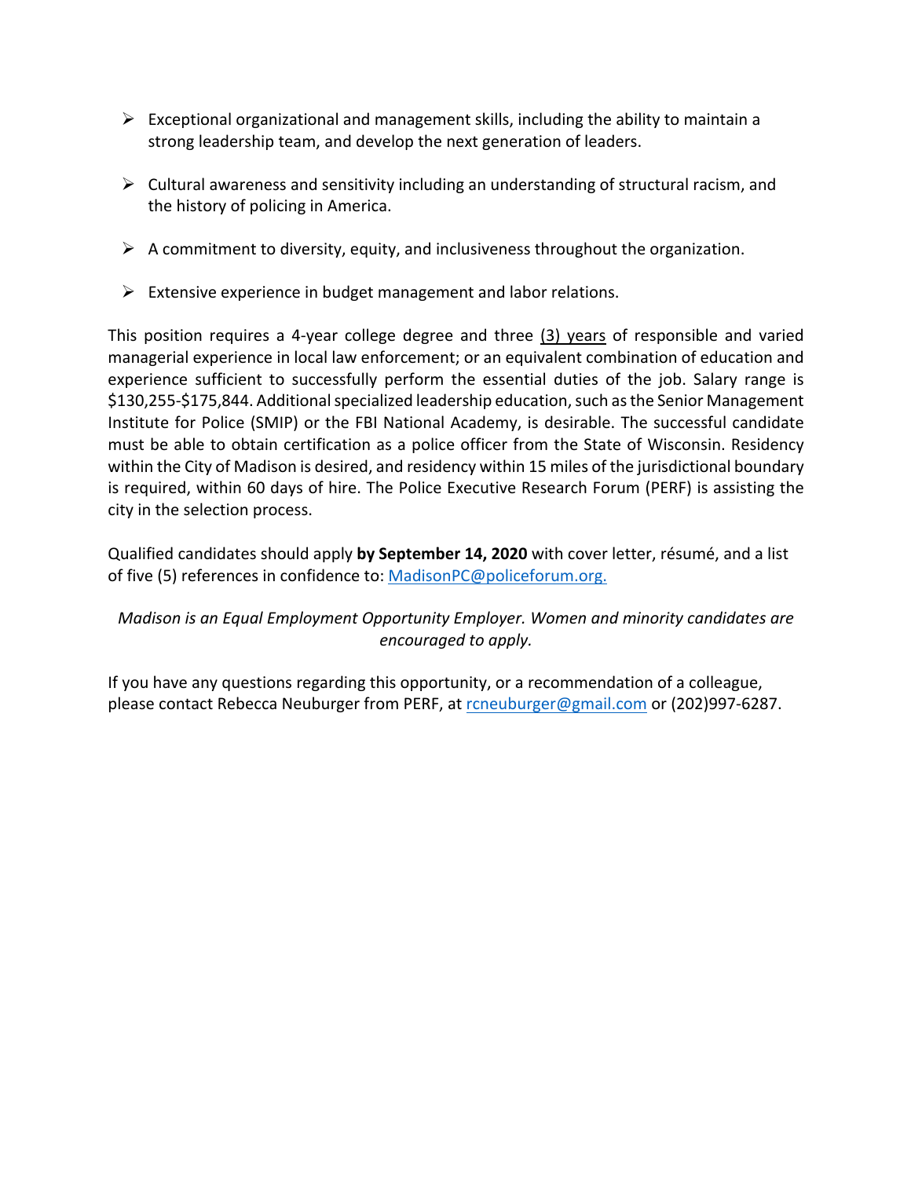- Exceptional organizational and management skills, including the ability to maintain a strong leadership team, and develop the next generation of leaders.

- Cultural awareness and sensitivity including an understanding of structural racism, and the history of policing in America.

- A commitment to diversity, equity, and inclusiveness throughout the organization.

- Extensive experience in budget management and labor relations.

This position requires a 4-year college degree and three (3) years of responsible and varied managerial experience in local law enforcement; or an equivalent combination of education and experience sufficient to successfully perform the essential duties of the job. Salary range is $130,255-$175,844. Additional specialized leadership education, such as the Senior Management Institute for Police (SMIP) or the FBI National Academy, is desirable. The successful candidate must be able to obtain certification as a police officer from the State of Wisconsin. Residency within the City of Madison is desired, and residency within 15 miles of the jurisdictional boundary is required, within 60 days of hire. The Police Executive Research Forum (PERF) is assisting the city in the selection process.

Qualified candidates should apply **by September 14, 2020** with cover letter, résumé, and a list of five (5) references in confidence to: MadisonPC@policeforum.org.

*Madison is an Equal Employment Opportunity Employer. Women and minority candidates are encouraged to apply.*

If you have any questions regarding this opportunity, or a recommendation of a colleague, please contact Rebecca Neuburger from PERF, at rcneuburger@gmail.com or (202)997-6287.